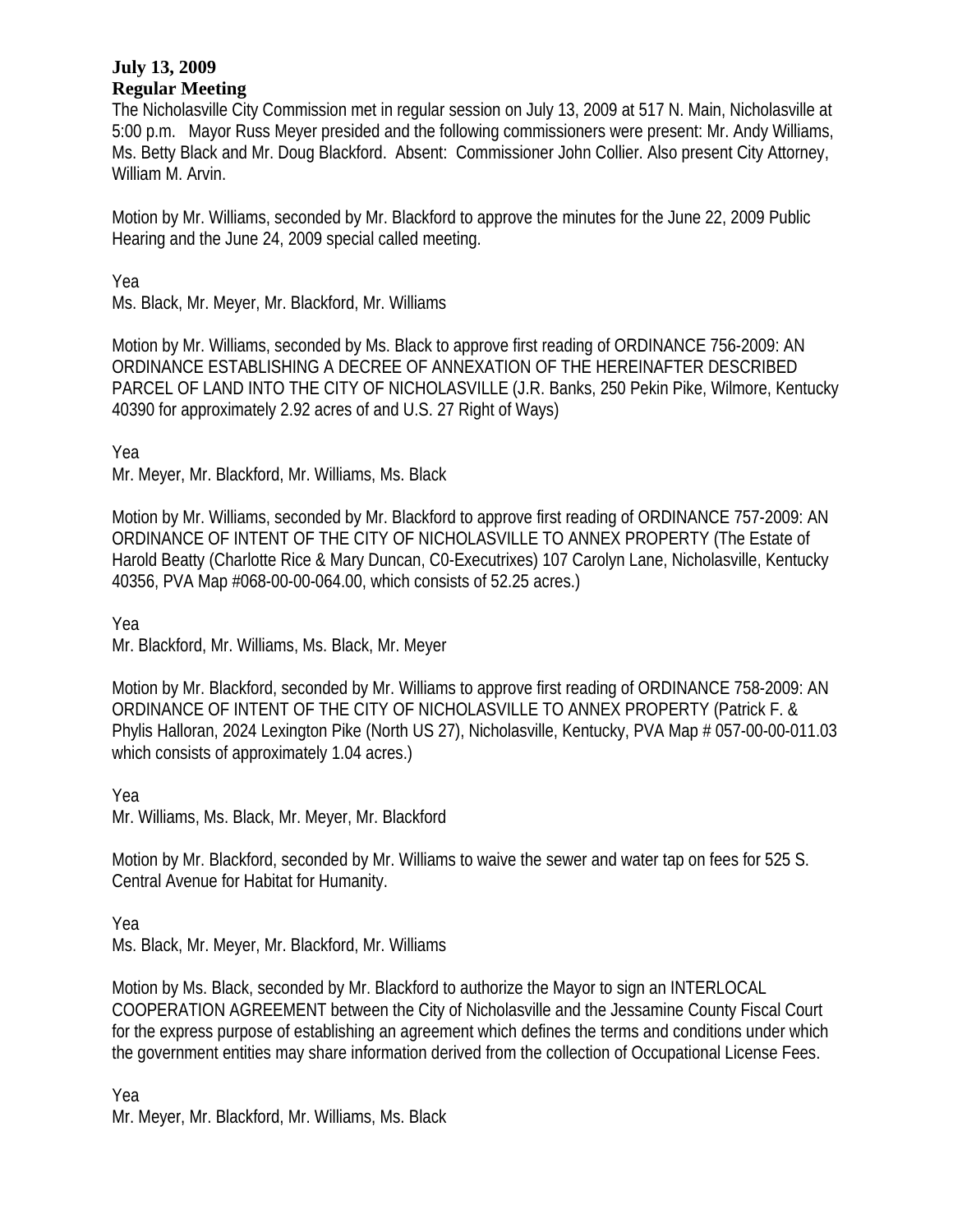**July 13, 2009**
**Regular Meeting**

The Nicholasville City Commission met in regular session on July 13, 2009 at 517 N. Main, Nicholasville at 5:00 p.m. Mayor Russ Meyer presided and the following commissioners were present: Mr. Andy Williams, Ms. Betty Black and Mr. Doug Blackford. Absent: Commissioner John Collier. Also present City Attorney, William M. Arvin.

Motion by Mr. Williams, seconded by Mr. Blackford to approve the minutes for the June 22, 2009 Public Hearing and the June 24, 2009 special called meeting.

Yea
Ms. Black, Mr. Meyer, Mr. Blackford, Mr. Williams

Motion by Mr. Williams, seconded by Ms. Black to approve first reading of ORDINANCE 756-2009: AN ORDINANCE ESTABLISHING A DECREE OF ANNEXATION OF THE HEREINAFTER DESCRIBED PARCEL OF LAND INTO THE CITY OF NICHOLASVILLE (J.R. Banks, 250 Pekin Pike, Wilmore, Kentucky 40390 for approximately 2.92 acres of and U.S. 27 Right of Ways)

Yea
Mr. Meyer, Mr. Blackford, Mr. Williams, Ms. Black

Motion by Mr. Williams, seconded by Mr. Blackford to approve first reading of ORDINANCE 757-2009: AN ORDINANCE OF INTENT OF THE CITY OF NICHOLASVILLE TO ANNEX PROPERTY (The Estate of Harold Beatty (Charlotte Rice & Mary Duncan, C0-Executrixes) 107 Carolyn Lane, Nicholasville, Kentucky 40356, PVA Map #068-00-00-064.00, which consists of 52.25 acres.)

Yea
Mr. Blackford, Mr. Williams, Ms. Black, Mr. Meyer

Motion by Mr. Blackford, seconded by Mr. Williams to approve first reading of ORDINANCE 758-2009: AN ORDINANCE OF INTENT OF THE CITY OF NICHOLASVILLE TO ANNEX PROPERTY (Patrick F. & Phylis Halloran, 2024 Lexington Pike (North US 27), Nicholasville, Kentucky, PVA Map # 057-00-00-011.03 which consists of approximately 1.04 acres.)

Yea
Mr. Williams, Ms. Black, Mr. Meyer, Mr. Blackford

Motion by Mr. Blackford, seconded by Mr. Williams to waive the sewer and water tap on fees for 525 S. Central Avenue for Habitat for Humanity.

Yea
Ms. Black, Mr. Meyer, Mr. Blackford, Mr. Williams

Motion by Ms. Black, seconded by Mr. Blackford to authorize the Mayor to sign an INTERLOCAL COOPERATION AGREEMENT between the City of Nicholasville and the Jessamine County Fiscal Court for the express purpose of establishing an agreement which defines the terms and conditions under which the government entities may share information derived from the collection of Occupational License Fees.

Yea
Mr. Meyer, Mr. Blackford, Mr. Williams, Ms. Black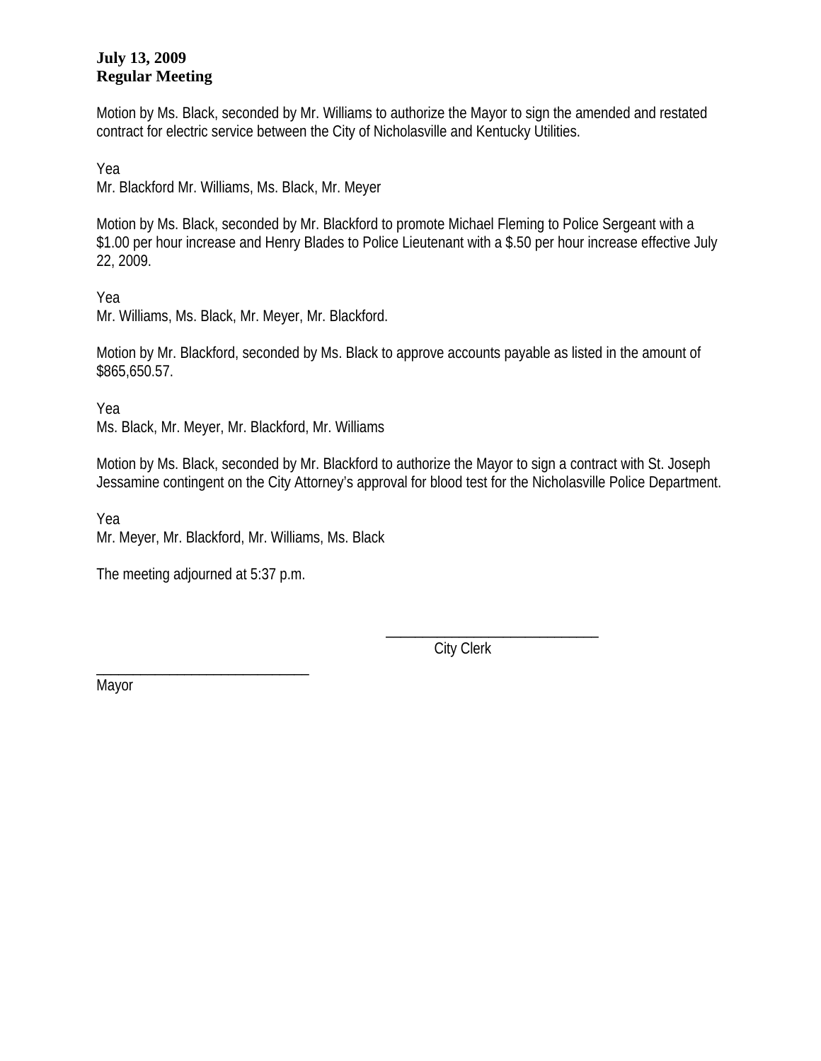**July 13, 2009**
**Regular Meeting**

Motion by Ms. Black, seconded by Mr. Williams to authorize the Mayor to sign the amended and restated contract for electric service between the City of Nicholasville and Kentucky Utilities.

Yea
Mr. Blackford Mr. Williams, Ms. Black, Mr. Meyer

Motion by Ms. Black, seconded by Mr. Blackford to promote Michael Fleming to Police Sergeant with a $1.00 per hour increase and Henry Blades to Police Lieutenant with a $.50 per hour increase effective July 22, 2009.

Yea
Mr. Williams, Ms. Black, Mr. Meyer, Mr. Blackford.

Motion by Mr. Blackford, seconded by Ms. Black to approve accounts payable as listed in the amount of $865,650.57.

Yea
Ms. Black, Mr. Meyer, Mr. Blackford, Mr. Williams

Motion by Ms. Black, seconded by Mr. Blackford to authorize the Mayor to sign a contract with St. Joseph Jessamine contingent on the City Attorney's approval for blood test for the Nicholasville Police Department.

Yea
Mr. Meyer, Mr. Blackford, Mr. Williams, Ms. Black

The meeting adjourned at 5:37 p.m.

\_\_\_\_\_\_\_\_\_\_\_\_\_\_\_\_\_\_\_\_\_\_\_\_\_\_\_\_
City Clerk

\_\_\_\_\_\_\_\_\_\_\_\_\_\_\_\_\_\_\_\_\_\_\_\_\_\_\_\_
Mayor